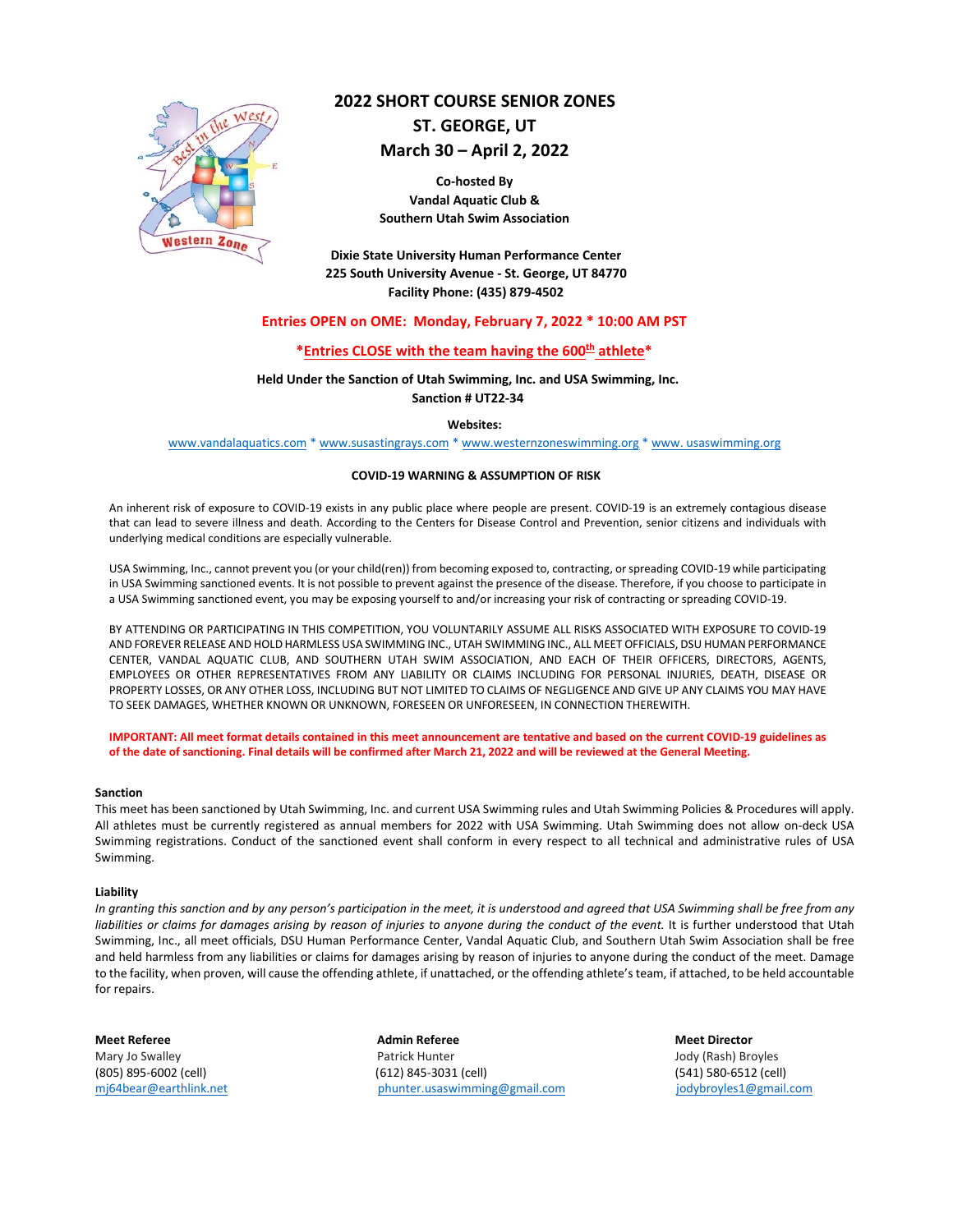# 2022 SHORT COURSE SENIOR ZONES
# ST. GEORGE, UT
# March 30 – April 2, 2022

**Co-hosted By**
**Vandal Aquatic Club &**
**Southern Utah Swim Association**

**Dixie State University Human Performance Center**
**225 South University Avenue - St. George, UT 84770**
**Facility Phone: (435) 879-4502**

**Entries OPEN on OME: Monday, February 7, 2022 * 10:00 AM PST**

**\*Entries CLOSE with the team having the 600th athlete\***

**Held Under the Sanction of Utah Swimming, Inc. and USA Swimming, Inc.**
**Sanction # UT22-34**

**Websites:**
www.vandalaquatics.com * www.susastingrays.com * www.westernzoneswimming.org * www. usaswimming.org

**COVID-19 WARNING & ASSUMPTION OF RISK**

An inherent risk of exposure to COVID-19 exists in any public place where people are present. COVID-19 is an extremely contagious disease that can lead to severe illness and death. According to the Centers for Disease Control and Prevention, senior citizens and individuals with underlying medical conditions are especially vulnerable.

USA Swimming, Inc., cannot prevent you (or your child(ren)) from becoming exposed to, contracting, or spreading COVID-19 while participating in USA Swimming sanctioned events. It is not possible to prevent against the presence of the disease. Therefore, if you choose to participate in a USA Swimming sanctioned event, you may be exposing yourself to and/or increasing your risk of contracting or spreading COVID-19.

BY ATTENDING OR PARTICIPATING IN THIS COMPETITION, YOU VOLUNTARILY ASSUME ALL RISKS ASSOCIATED WITH EXPOSURE TO COVID-19 AND FOREVER RELEASE AND HOLD HARMLESS USA SWIMMING INC., UTAH SWIMMING INC., ALL MEET OFFICIALS, DSU HUMAN PERFORMANCE CENTER, VANDAL AQUATIC CLUB, AND SOUTHERN UTAH SWIM ASSOCIATION, AND EACH OF THEIR OFFICERS, DIRECTORS, AGENTS, EMPLOYEES OR OTHER REPRESENTATIVES FROM ANY LIABILITY OR CLAIMS INCLUDING FOR PERSONAL INJURIES, DEATH, DISEASE OR PROPERTY LOSSES, OR ANY OTHER LOSS, INCLUDING BUT NOT LIMITED TO CLAIMS OF NEGLIGENCE AND GIVE UP ANY CLAIMS YOU MAY HAVE TO SEEK DAMAGES, WHETHER KNOWN OR UNKNOWN, FORESEEN OR UNFORESEEN, IN CONNECTION THEREWITH.

**IMPORTANT: All meet format details contained in this meet announcement are tentative and based on the current COVID-19 guidelines as of the date of sanctioning. Final details will be confirmed after March 21, 2022 and will be reviewed at the General Meeting.**

**Sanction**

This meet has been sanctioned by Utah Swimming, Inc. and current USA Swimming rules and Utah Swimming Policies & Procedures will apply. All athletes must be currently registered as annual members for 2022 with USA Swimming. Utah Swimming does not allow on-deck USA Swimming registrations. Conduct of the sanctioned event shall conform in every respect to all technical and administrative rules of USA Swimming.

**Liability**

*In granting this sanction and by any person's participation in the meet, it is understood and agreed that USA Swimming shall be free from any liabilities or claims for damages arising by reason of injuries to anyone during the conduct of the event.* It is further understood that Utah Swimming, Inc., all meet officials, DSU Human Performance Center, Vandal Aquatic Club, and Southern Utah Swim Association shall be free and held harmless from any liabilities or claims for damages arising by reason of injuries to anyone during the conduct of the meet. Damage to the facility, when proven, will cause the offending athlete, if unattached, or the offending athlete's team, if attached, to be held accountable for repairs.

**Meet Referee**
Mary Jo Swalley
(805) 895-6002 (cell)
mj64bear@earthlink.net

**Admin Referee**
Patrick Hunter
(612) 845-3031 (cell)
phunter.usaswimming@gmail.com

**Meet Director**
Jody (Rash) Broyles
(541) 580-6512 (cell)
jodybroyles1@gmail.com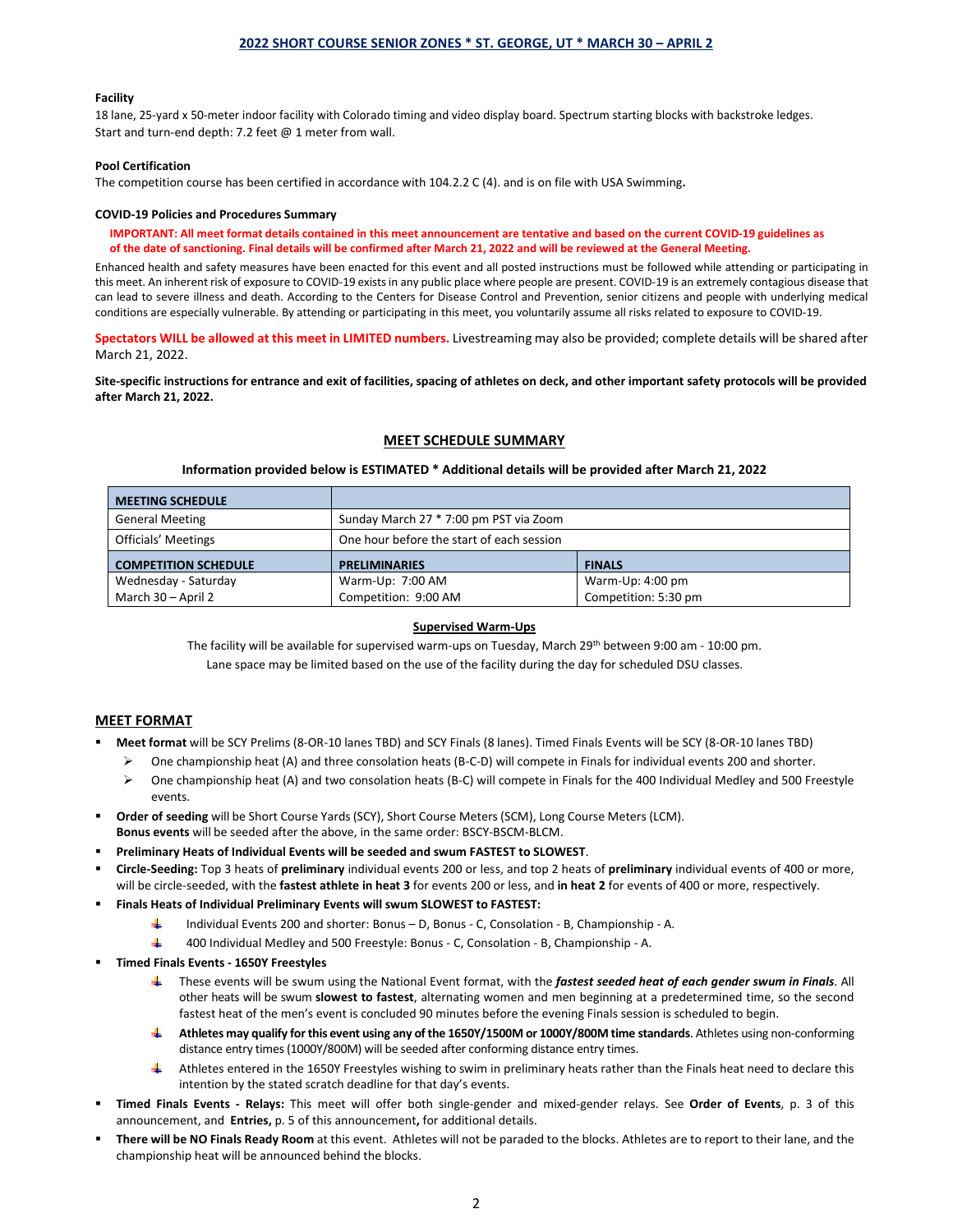## 2022 SHORT COURSE SENIOR ZONES * ST. GEORGE, UT * MARCH 30 – APRIL 2

#### Facility

18 lane, 25-yard x 50-meter indoor facility with Colorado timing and video display board. Spectrum starting blocks with backstroke ledges. Start and turn-end depth: 7.2 feet @ 1 meter from wall.

#### Pool Certification

The competition course has been certified in accordance with 104.2.2 C (4). and is on file with USA Swimming**.**

#### COVID-19 Policies and Procedures Summary

**IMPORTANT: All meet format details contained in this meet announcement are tentative and based on the current COVID-19 guidelines as of the date of sanctioning. Final details will be confirmed after March 21, 2022 and will be reviewed at the General Meeting.**

Enhanced health and safety measures have been enacted for this event and all posted instructions must be followed while attending or participating in this meet. An inherent risk of exposure to COVID-19 exists in any public place where people are present. COVID-19 is an extremely contagious disease that can lead to severe illness and death. According to the Centers for Disease Control and Prevention, senior citizens and people with underlying medical conditions are especially vulnerable. By attending or participating in this meet, you voluntarily assume all risks related to exposure to COVID-19.

**Spectators WILL be allowed at this meet in LIMITED numbers.** Livestreaming may also be provided; complete details will be shared after March 21, 2022.

**Site-specific instructions for entrance and exit of facilities, spacing of athletes on deck, and other important safety protocols will be provided after March 21, 2022.**

## MEET SCHEDULE SUMMARY

**Information provided below is ESTIMATED * Additional details will be provided after March 21, 2022**

| MEETING SCHEDULE | | |
|---|---|---|
| General Meeting | Sunday March 27 * 7:00 pm PST via Zoom | |
| Officials' Meetings | One hour before the start of each session | |
| **COMPETITION SCHEDULE** | **PRELIMINARIES** | **FINALS** |
| Wednesday - Saturday<br>March 30 – April 2 | Warm-Up: 7:00 AM<br>Competition: 9:00 AM | Warm-Up: 4:00 pm<br>Competition: 5:30 pm |

#### Supervised Warm-Ups

The facility will be available for supervised warm-ups on Tuesday, March 29th between 9:00 am - 10:00 pm.
Lane space may be limited based on the use of the facility during the day for scheduled DSU classes.

## MEET FORMAT

- **Meet format** will be SCY Prelims (8-OR-10 lanes TBD) and SCY Finals (8 lanes). Timed Finals Events will be SCY (8-OR-10 lanes TBD)
  - One championship heat (A) and three consolation heats (B-C-D) will compete in Finals for individual events 200 and shorter.
  - One championship heat (A) and two consolation heats (B-C) will compete in Finals for the 400 Individual Medley and 500 Freestyle events.
- **Order of seeding** will be Short Course Yards (SCY), Short Course Meters (SCM), Long Course Meters (LCM).
  **Bonus events** will be seeded after the above, in the same order: BSCY-BSCM-BLCM.
- **Preliminary Heats of Individual Events will be seeded and swum FASTEST to SLOWEST**.
- **Circle-Seeding:** Top 3 heats of **preliminary** individual events 200 or less, and top 2 heats of **preliminary** individual events of 400 or more, will be circle-seeded, with the **fastest athlete in heat 3** for events 200 or less, and **in heat 2** for events of 400 or more, respectively.
- **Finals Heats of Individual Preliminary Events will swum SLOWEST to FASTEST:**
  - Individual Events 200 and shorter: Bonus – D, Bonus - C, Consolation - B, Championship - A.
  - 400 Individual Medley and 500 Freestyle: Bonus - C, Consolation - B, Championship - A.
- **Timed Finals Events - 1650Y Freestyles**
  - These events will be swum using the National Event format, with the ***fastest seeded heat of each gender swum in Finals***. All other heats will be swum **slowest to fastest**, alternating women and men beginning at a predetermined time, so the second fastest heat of the men's event is concluded 90 minutes before the evening Finals session is scheduled to begin.
  - **Athletes may qualify for this event using any of the 1650Y/1500M or 1000Y/800M time standards**. Athletes using non-conforming distance entry times (1000Y/800M) will be seeded after conforming distance entry times.
  - Athletes entered in the 1650Y Freestyles wishing to swim in preliminary heats rather than the Finals heat need to declare this intention by the stated scratch deadline for that day's events.
- **Timed Finals Events - Relays:** This meet will offer both single-gender and mixed-gender relays. See **Order of Events**, p. 3 of this announcement, and **Entries,** p. 5 of this announcement**,** for additional details.
- **There will be NO Finals Ready Room** at this event. Athletes will not be paraded to the blocks. Athletes are to report to their lane, and the championship heat will be announced behind the blocks.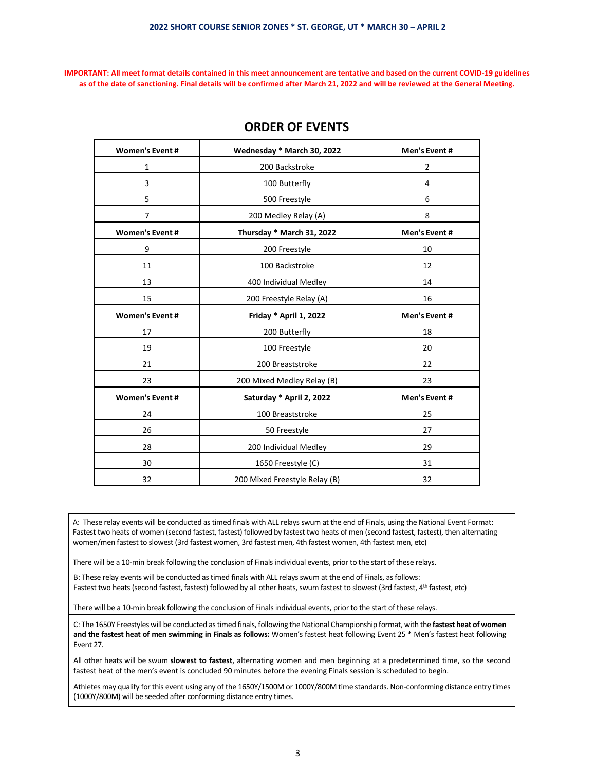**2022 SHORT COURSE SENIOR ZONES * ST. GEORGE, UT * MARCH 30 – APRIL 2**

**IMPORTANT: All meet format details contained in this meet announcement are tentative and based on the current COVID-19 guidelines as of the date of sanctioning. Final details will be confirmed after March 21, 2022 and will be reviewed at the General Meeting.**

## ORDER OF EVENTS

| Women's Event # | Wednesday * March 30, 2022 | Men's Event # |
|---|---|---|
| 1 | 200 Backstroke | 2 |
| 3 | 100 Butterfly | 4 |
| 5 | 500 Freestyle | 6 |
| 7 | 200 Medley Relay (A) | 8 |
| **Women's Event #** | **Thursday * March 31, 2022** | **Men's Event #** |
| 9 | 200 Freestyle | 10 |
| 11 | 100 Backstroke | 12 |
| 13 | 400 Individual Medley | 14 |
| 15 | 200 Freestyle Relay (A) | 16 |
| **Women's Event #** | **Friday * April 1, 2022** | **Men's Event #** |
| 17 | 200 Butterfly | 18 |
| 19 | 100 Freestyle | 20 |
| 21 | 200 Breaststroke | 22 |
| 23 | 200 Mixed Medley Relay (B) | 23 |
| **Women's Event #** | **Saturday * April 2, 2022** | **Men's Event #** |
| 24 | 100 Breaststroke | 25 |
| 26 | 50 Freestyle | 27 |
| 28 | 200 Individual Medley | 29 |
| 30 | 1650 Freestyle (C) | 31 |
| 32 | 200 Mixed Freestyle Relay (B) | 32 |

A: These relay events will be conducted as timed finals with ALL relays swum at the end of Finals, using the National Event Format: Fastest two heats of women (second fastest, fastest) followed by fastest two heats of men (second fastest, fastest), then alternating women/men fastest to slowest (3rd fastest women, 3rd fastest men, 4th fastest women, 4th fastest men, etc)

There will be a 10-min break following the conclusion of Finals individual events, prior to the start of these relays.

B: These relay events will be conducted as timed finals with ALL relays swum at the end of Finals, as follows: Fastest two heats (second fastest, fastest) followed by all other heats, swum fastest to slowest (3rd fastest, 4th fastest, etc)

There will be a 10-min break following the conclusion of Finals individual events, prior to the start of these relays.

C: The 1650Y Freestyles will be conducted as timed finals, following the National Championship format, with the **fastest heat of women and the fastest heat of men swimming in Finals as follows:** Women's fastest heat following Event 25 * Men's fastest heat following Event 27.

All other heats will be swum **slowest to fastest**, alternating women and men beginning at a predetermined time, so the second fastest heat of the men's event is concluded 90 minutes before the evening Finals session is scheduled to begin.

Athletes may qualify for this event using any of the 1650Y/1500M or 1000Y/800M time standards. Non-conforming distance entry times (1000Y/800M) will be seeded after conforming distance entry times.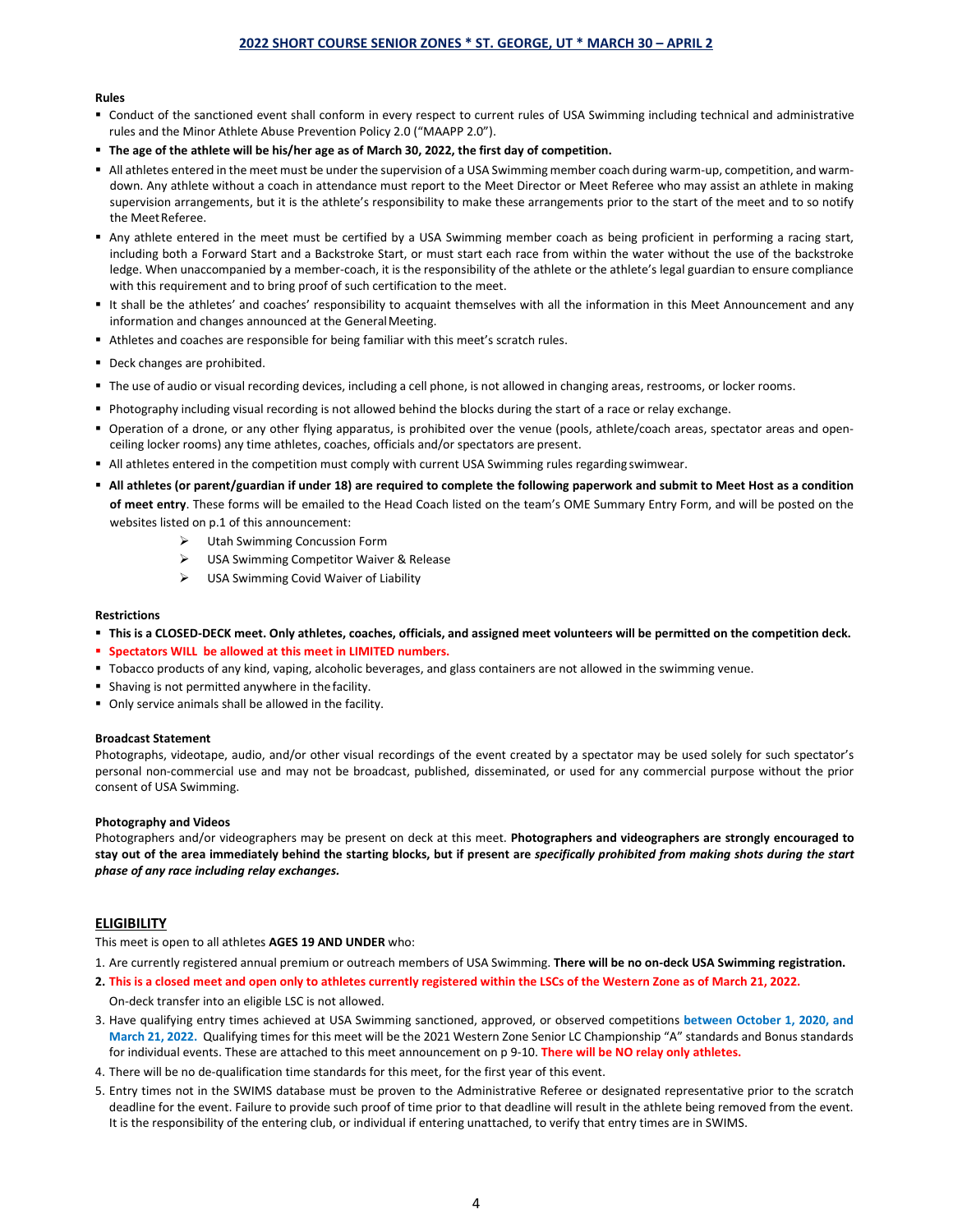**Rules**

- Conduct of the sanctioned event shall conform in every respect to current rules of USA Swimming including technical and administrative rules and the Minor Athlete Abuse Prevention Policy 2.0 ("MAAPP 2.0").
- **The age of the athlete will be his/her age as of March 30, 2022, the first day of competition.**
- All athletes entered in the meet must be under the supervision of a USA Swimming member coach during warm-up, competition, and warm-down. Any athlete without a coach in attendance must report to the Meet Director or Meet Referee who may assist an athlete in making supervision arrangements, but it is the athlete's responsibility to make these arrangements prior to the start of the meet and to so notify the Meet Referee.
- Any athlete entered in the meet must be certified by a USA Swimming member coach as being proficient in performing a racing start, including both a Forward Start and a Backstroke Start, or must start each race from within the water without the use of the backstroke ledge. When unaccompanied by a member-coach, it is the responsibility of the athlete or the athlete's legal guardian to ensure compliance with this requirement and to bring proof of such certification to the meet.
- It shall be the athletes' and coaches' responsibility to acquaint themselves with all the information in this Meet Announcement and any information and changes announced at the General Meeting.
- Athletes and coaches are responsible for being familiar with this meet's scratch rules.
- Deck changes are prohibited.
- The use of audio or visual recording devices, including a cell phone, is not allowed in changing areas, restrooms, or locker rooms.
- Photography including visual recording is not allowed behind the blocks during the start of a race or relay exchange.
- Operation of a drone, or any other flying apparatus, is prohibited over the venue (pools, athlete/coach areas, spectator areas and open-ceiling locker rooms) any time athletes, coaches, officials and/or spectators are present.
- All athletes entered in the competition must comply with current USA Swimming rules regarding swimwear.
- **All athletes (or parent/guardian if under 18) are required to complete the following paperwork and submit to Meet Host as a condition of meet entry**. These forms will be emailed to the Head Coach listed on the team's OME Summary Entry Form, and will be posted on the websites listed on p.1 of this announcement:
  - Utah Swimming Concussion Form
  - USA Swimming Competitor Waiver & Release
  - USA Swimming Covid Waiver of Liability

**Restrictions**

- **This is a CLOSED-DECK meet. Only athletes, coaches, officials, and assigned meet volunteers will be permitted on the competition deck.**
- **Spectators WILL be allowed at this meet in LIMITED numbers.**
- Tobacco products of any kind, vaping, alcoholic beverages, and glass containers are not allowed in the swimming venue.
- Shaving is not permitted anywhere in the facility.
- Only service animals shall be allowed in the facility.

**Broadcast Statement**

Photographs, videotape, audio, and/or other visual recordings of the event created by a spectator may be used solely for such spectator's personal non-commercial use and may not be broadcast, published, disseminated, or used for any commercial purpose without the prior consent of USA Swimming.

**Photography and Videos**

Photographers and/or videographers may be present on deck at this meet. **Photographers and videographers are strongly encouraged to stay out of the area immediately behind the starting blocks, but if present are *specifically prohibited from making shots during the start phase of any race including relay exchanges.***

## ELIGIBILITY

This meet is open to all athletes **AGES 19 AND UNDER** who:

1. Are currently registered annual premium or outreach members of USA Swimming. **There will be no on-deck USA Swimming registration.**
2. **This is a closed meet and open only to athletes currently registered within the LSCs of the Western Zone as of March 21, 2022.** On-deck transfer into an eligible LSC is not allowed.
3. Have qualifying entry times achieved at USA Swimming sanctioned, approved, or observed competitions **between October 1, 2020, and March 21, 2022.** Qualifying times for this meet will be the 2021 Western Zone Senior LC Championship "A" standards and Bonus standards for individual events. These are attached to this meet announcement on p 9-10. **There will be NO relay only athletes.**
4. There will be no de-qualification time standards for this meet, for the first year of this event.
5. Entry times not in the SWIMS database must be proven to the Administrative Referee or designated representative prior to the scratch deadline for the event. Failure to provide such proof of time prior to that deadline will result in the athlete being removed from the event. It is the responsibility of the entering club, or individual if entering unattached, to verify that entry times are in SWIMS.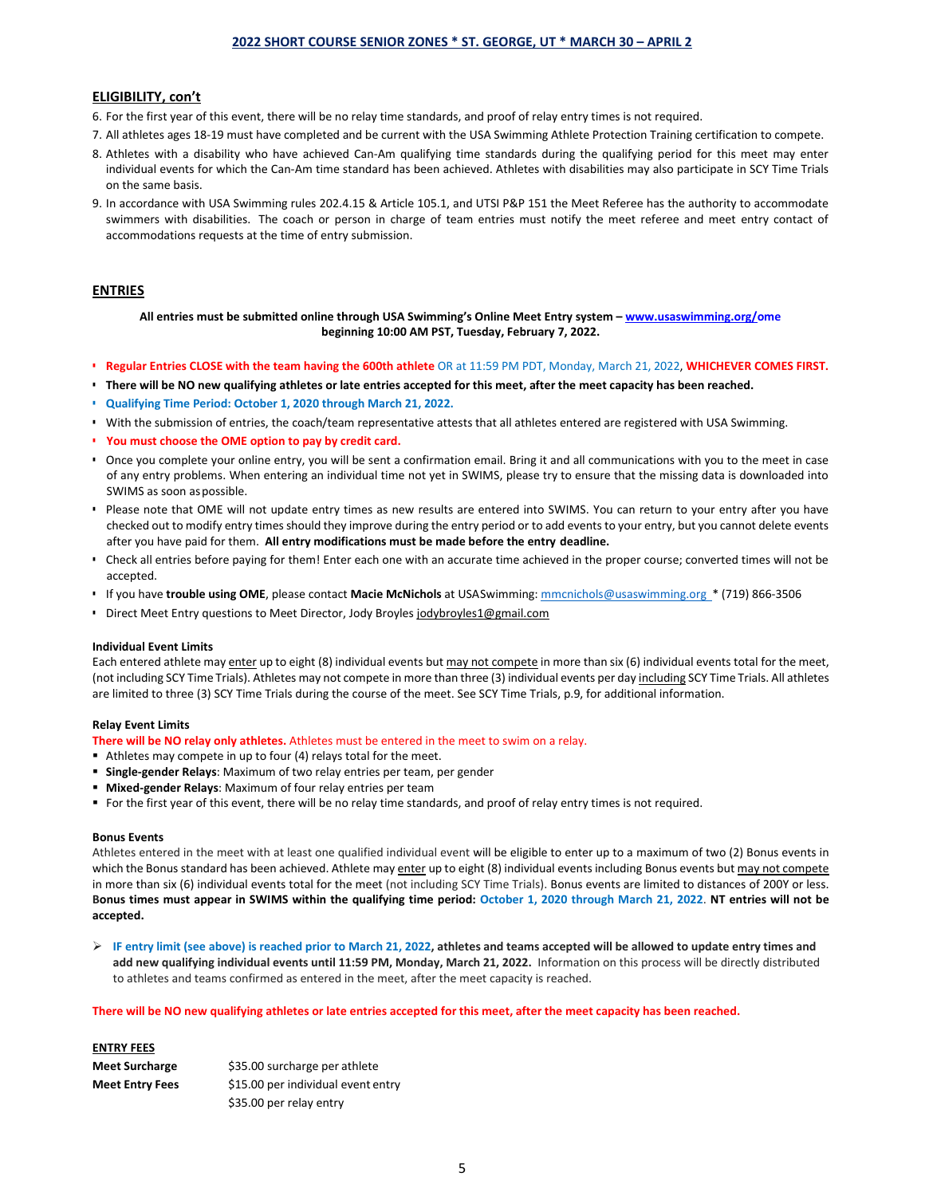## ELIGIBILITY, con't

6. For the first year of this event, there will be no relay time standards, and proof of relay entry times is not required.
7. All athletes ages 18-19 must have completed and be current with the USA Swimming Athlete Protection Training certification to compete.
8. Athletes with a disability who have achieved Can-Am qualifying time standards during the qualifying period for this meet may enter individual events for which the Can-Am time standard has been achieved. Athletes with disabilities may also participate in SCY Time Trials on the same basis.
9. In accordance with USA Swimming rules 202.4.15 & Article 105.1, and UTSI P&P 151 the Meet Referee has the authority to accommodate swimmers with disabilities. The coach or person in charge of team entries must notify the meet referee and meet entry contact of accommodations requests at the time of entry submission.

## ENTRIES

**All entries must be submitted online through USA Swimming's Online Meet Entry system – www.usaswimming.org/ome beginning 10:00 AM PST, Tuesday, February 7, 2022.**

- **Regular Entries CLOSE with the team having the 600th athlete** OR at 11:59 PM PDT, Monday, March 21, 2022, **WHICHEVER COMES FIRST.**
- **There will be NO new qualifying athletes or late entries accepted for this meet, after the meet capacity has been reached.**
- **Qualifying Time Period: October 1, 2020 through March 21, 2022.**
- With the submission of entries, the coach/team representative attests that all athletes entered are registered with USA Swimming.
- **You must choose the OME option to pay by credit card.**
- Once you complete your online entry, you will be sent a confirmation email. Bring it and all communications with you to the meet in case of any entry problems. When entering an individual time not yet in SWIMS, please try to ensure that the missing data is downloaded into SWIMS as soon as possible.
- Please note that OME will not update entry times as new results are entered into SWIMS. You can return to your entry after you have checked out to modify entry times should they improve during the entry period or to add events to your entry, but you cannot delete events after you have paid for them. **All entry modifications must be made before the entry deadline.**
- Check all entries before paying for them! Enter each one with an accurate time achieved in the proper course; converted times will not be accepted.
- If you have **trouble using OME**, please contact **Macie McNichols** at USASwimming: mmcnichols@usaswimming.org * (719) 866-3506
- Direct Meet Entry questions to Meet Director, Jody Broyles jodybroyles1@gmail.com

**Individual Event Limits**

Each entered athlete may enter up to eight (8) individual events but may not compete in more than six (6) individual events total for the meet, (not including SCY Time Trials). Athletes may not compete in more than three (3) individual events per day including SCY Time Trials. All athletes are limited to three (3) SCY Time Trials during the course of the meet. See SCY Time Trials, p.9, for additional information.

**Relay Event Limits**

**There will be NO relay only athletes.** Athletes must be entered in the meet to swim on a relay.

- Athletes may compete in up to four (4) relays total for the meet.
- **Single-gender Relays**: Maximum of two relay entries per team, per gender
- **Mixed-gender Relays**: Maximum of four relay entries per team
- For the first year of this event, there will be no relay time standards, and proof of relay entry times is not required.

**Bonus Events**

Athletes entered in the meet with at least one qualified individual event will be eligible to enter up to a maximum of two (2) Bonus events in which the Bonus standard has been achieved. Athlete may enter up to eight (8) individual events including Bonus events but may not compete in more than six (6) individual events total for the meet (not including SCY Time Trials). Bonus events are limited to distances of 200Y or less. **Bonus times must appear in SWIMS within the qualifying time period: October 1, 2020 through March 21, 2022. NT entries will not be accepted.**

- **IF entry limit (see above) is reached prior to March 21, 2022, athletes and teams accepted will be allowed to update entry times and add new qualifying individual events until 11:59 PM, Monday, March 21, 2022.** Information on this process will be directly distributed to athletes and teams confirmed as entered in the meet, after the meet capacity is reached.

**There will be NO new qualifying athletes or late entries accepted for this meet, after the meet capacity has been reached.**

**ENTRY FEES**

| | |
|---|---|
| **Meet Surcharge** | $35.00 surcharge per athlete |
| **Meet Entry Fees** | $15.00 per individual event entry |
| | $35.00 per relay entry |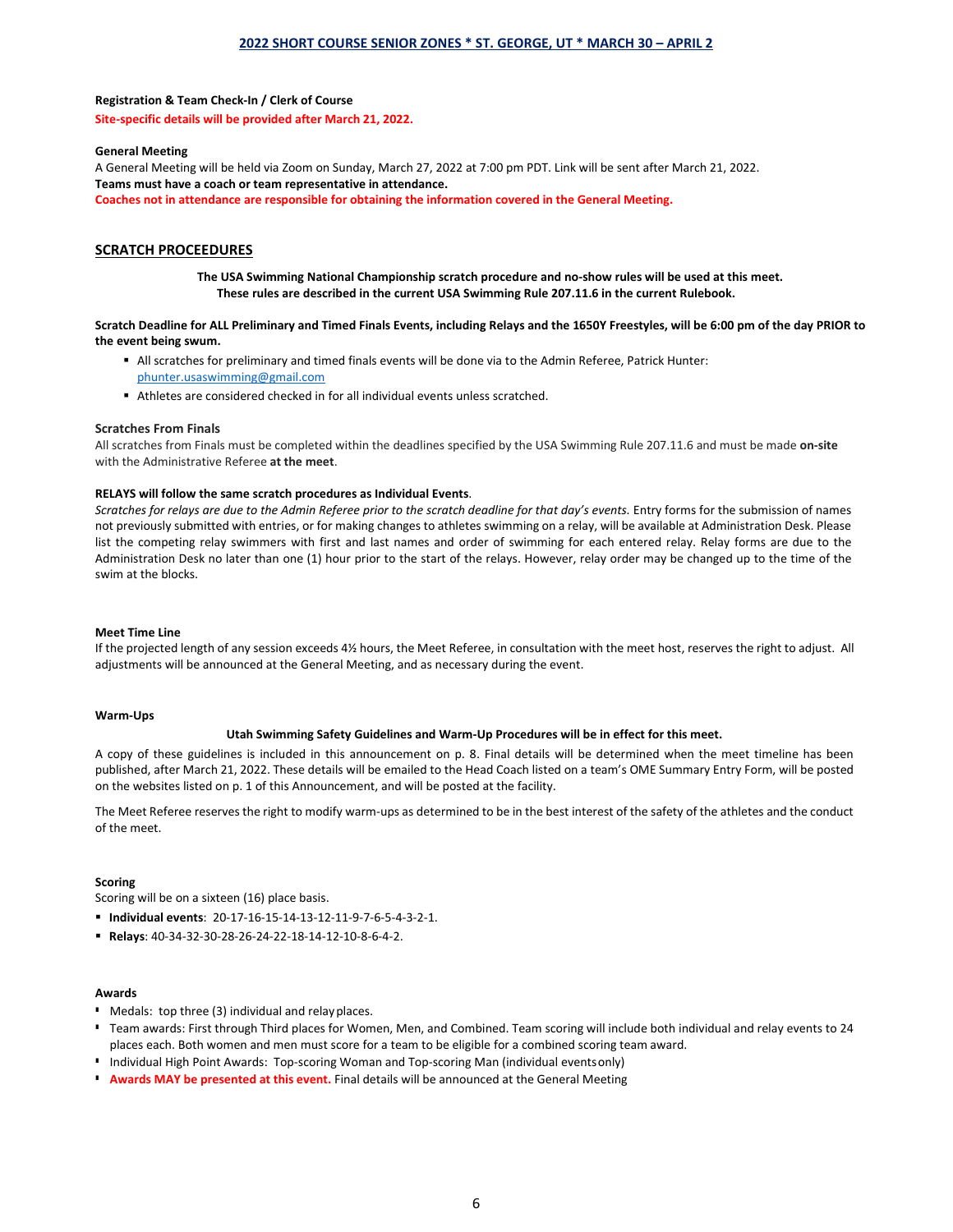**Registration & Team Check-In / Clerk of Course**

**Site-specific details will be provided after March 21, 2022.**

**General Meeting**

A General Meeting will be held via Zoom on Sunday, March 27, 2022 at 7:00 pm PDT. Link will be sent after March 21, 2022.

**Teams must have a coach or team representative in attendance.**

**Coaches not in attendance are responsible for obtaining the information covered in the General Meeting.**

## SCRATCH PROCEEDURES

**The USA Swimming National Championship scratch procedure and no-show rules will be used at this meet. These rules are described in the current USA Swimming Rule 207.11.6 in the current Rulebook.**

**Scratch Deadline for ALL Preliminary and Timed Finals Events, including Relays and the 1650Y Freestyles, will be 6:00 pm of the day PRIOR to the event being swum.**

- All scratches for preliminary and timed finals events will be done via to the Admin Referee, Patrick Hunter: phunter.usaswimming@gmail.com
- Athletes are considered checked in for all individual events unless scratched.

**Scratches From Finals**

All scratches from Finals must be completed within the deadlines specified by the USA Swimming Rule 207.11.6 and must be made **on-site** with the Administrative Referee **at the meet**.

**RELAYS will follow the same scratch procedures as Individual Events**.

*Scratches for relays are due to the Admin Referee prior to the scratch deadline for that day's events.* Entry forms for the submission of names not previously submitted with entries, or for making changes to athletes swimming on a relay, will be available at Administration Desk. Please list the competing relay swimmers with first and last names and order of swimming for each entered relay. Relay forms are due to the Administration Desk no later than one (1) hour prior to the start of the relays. However, relay order may be changed up to the time of the swim at the blocks.

**Meet Time Line**

If the projected length of any session exceeds 4½ hours, the Meet Referee, in consultation with the meet host, reserves the right to adjust. All adjustments will be announced at the General Meeting, and as necessary during the event.

**Warm-Ups**

**Utah Swimming Safety Guidelines and Warm-Up Procedures will be in effect for this meet.**

A copy of these guidelines is included in this announcement on p. 8. Final details will be determined when the meet timeline has been published, after March 21, 2022. These details will be emailed to the Head Coach listed on a team's OME Summary Entry Form, will be posted on the websites listed on p. 1 of this Announcement, and will be posted at the facility.

The Meet Referee reserves the right to modify warm-ups as determined to be in the best interest of the safety of the athletes and the conduct of the meet.

**Scoring**

Scoring will be on a sixteen (16) place basis.

- **Individual events**: 20-17-16-15-14-13-12-11-9-7-6-5-4-3-2-1.
- **Relays**: 40-34-32-30-28-26-24-22-18-14-12-10-8-6-4-2.

**Awards**

- Medals: top three (3) individual and relay places.
- Team awards: First through Third places for Women, Men, and Combined. Team scoring will include both individual and relay events to 24 places each. Both women and men must score for a team to be eligible for a combined scoring team award.
- Individual High Point Awards: Top-scoring Woman and Top-scoring Man (individual events only)
- **Awards MAY be presented at this event.** Final details will be announced at the General Meeting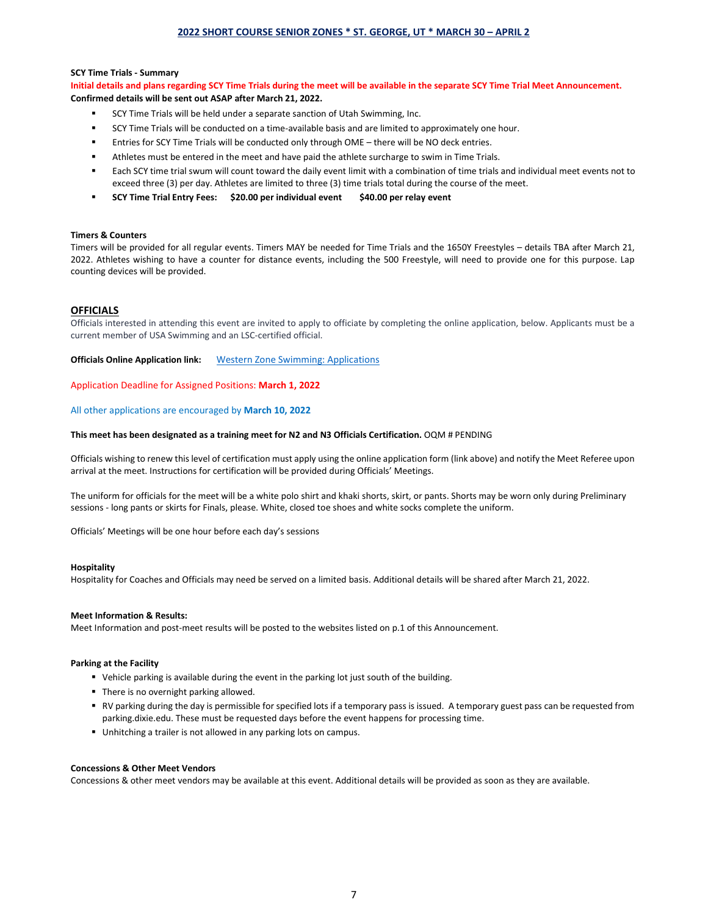### SCY Time Trials - Summary

**Initial details and plans regarding SCY Time Trials during the meet will be available in the separate SCY Time Trial Meet Announcement. Confirmed details will be sent out ASAP after March 21, 2022.**

- SCY Time Trials will be held under a separate sanction of Utah Swimming, Inc.
- SCY Time Trials will be conducted on a time-available basis and are limited to approximately one hour.
- Entries for SCY Time Trials will be conducted only through OME – there will be NO deck entries.
- Athletes must be entered in the meet and have paid the athlete surcharge to swim in Time Trials.
- Each SCY time trial swum will count toward the daily event limit with a combination of time trials and individual meet events not to exceed three (3) per day. Athletes are limited to three (3) time trials total during the course of the meet.
- **SCY Time Trial Entry Fees: $20.00 per individual event $40.00 per relay event**

### Timers & Counters

Timers will be provided for all regular events. Timers MAY be needed for Time Trials and the 1650Y Freestyles – details TBA after March 21, 2022. Athletes wishing to have a counter for distance events, including the 500 Freestyle, will need to provide one for this purpose. Lap counting devices will be provided.

## OFFICIALS

Officials interested in attending this event are invited to apply to officiate by completing the online application, below. Applicants must be a current member of USA Swimming and an LSC-certified official.

**Officials Online Application link:** Western Zone Swimming: Applications

Application Deadline for Assigned Positions: **March 1, 2022**

All other applications are encouraged by **March 10, 2022**

**This meet has been designated as a training meet for N2 and N3 Officials Certification.** OQM # PENDING

Officials wishing to renew this level of certification must apply using the online application form (link above) and notify the Meet Referee upon arrival at the meet. Instructions for certification will be provided during Officials' Meetings.

The uniform for officials for the meet will be a white polo shirt and khaki shorts, skirt, or pants. Shorts may be worn only during Preliminary sessions - long pants or skirts for Finals, please. White, closed toe shoes and white socks complete the uniform.

Officials' Meetings will be one hour before each day's sessions

### Hospitality

Hospitality for Coaches and Officials may need be served on a limited basis. Additional details will be shared after March 21, 2022.

### Meet Information & Results:

Meet Information and post-meet results will be posted to the websites listed on p.1 of this Announcement.

### Parking at the Facility

- Vehicle parking is available during the event in the parking lot just south of the building.
- There is no overnight parking allowed.
- RV parking during the day is permissible for specified lots if a temporary pass is issued. A temporary guest pass can be requested from parking.dixie.edu. These must be requested days before the event happens for processing time.
- Unhitching a trailer is not allowed in any parking lots on campus.

### Concessions & Other Meet Vendors

Concessions & other meet vendors may be available at this event. Additional details will be provided as soon as they are available.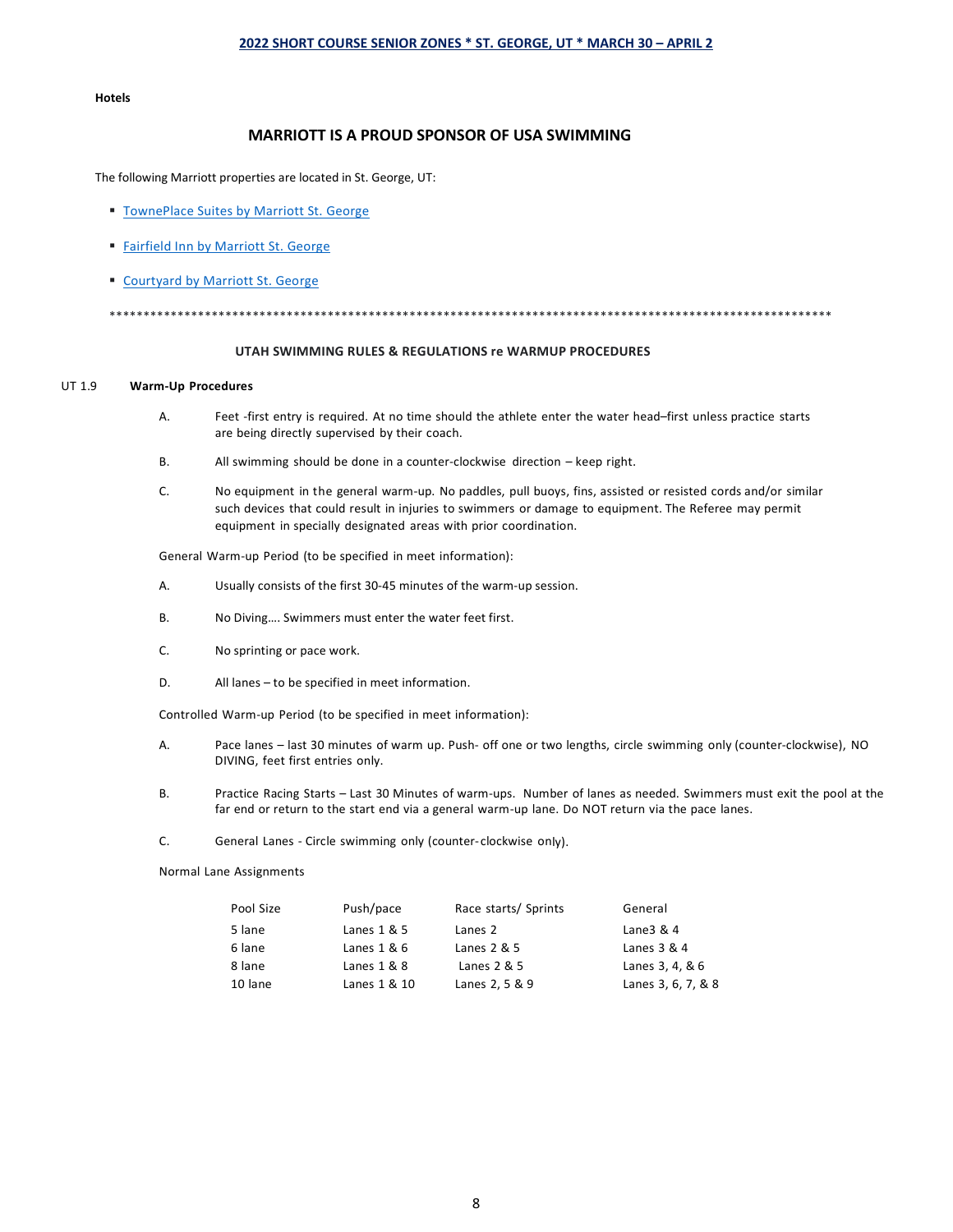**Hotels**

## MARRIOTT IS A PROUD SPONSOR OF USA SWIMMING

The following Marriott properties are located in St. George, UT:

- TownePlace Suites by Marriott St. George
- Fairfield Inn by Marriott St. George
- Courtyard by Marriott St. George

*******************************************************************************************************************

### UTAH SWIMMING RULES & REGULATIONS re WARMUP PROCEDURES

UT 1.9 **Warm-Up Procedures**

A. Feet -first entry is required. At no time should the athlete enter the water head–first unless practice starts are being directly supervised by their coach.

B. All swimming should be done in a counter-clockwise direction – keep right.

C. No equipment in the general warm-up. No paddles, pull buoys, fins, assisted or resisted cords and/or similar such devices that could result in injuries to swimmers or damage to equipment. The Referee may permit equipment in specially designated areas with prior coordination.

General Warm-up Period (to be specified in meet information):

A. Usually consists of the first 30-45 minutes of the warm-up session.

B. No Diving…. Swimmers must enter the water feet first.

C. No sprinting or pace work.

D. All lanes – to be specified in meet information.

Controlled Warm-up Period (to be specified in meet information):

A. Pace lanes – last 30 minutes of warm up. Push- off one or two lengths, circle swimming only (counter-clockwise), NO DIVING, feet first entries only.

B. Practice Racing Starts – Last 30 Minutes of warm-ups. Number of lanes as needed. Swimmers must exit the pool at the far end or return to the start end via a general warm-up lane. Do NOT return via the pace lanes.

C. General Lanes - Circle swimming only (counter-clockwise only).

Normal Lane Assignments

| Pool Size | Push/pace | Race starts/ Sprints | General |
|---|---|---|---|
| 5 lane | Lanes 1 & 5 | Lanes 2 | Lane3 & 4 |
| 6 lane | Lanes 1 & 6 | Lanes 2 & 5 | Lanes 3 & 4 |
| 8 lane | Lanes 1 & 8 | Lanes 2 & 5 | Lanes 3, 4, & 6 |
| 10 lane | Lanes 1 & 10 | Lanes 2, 5 & 9 | Lanes 3, 6, 7, & 8 |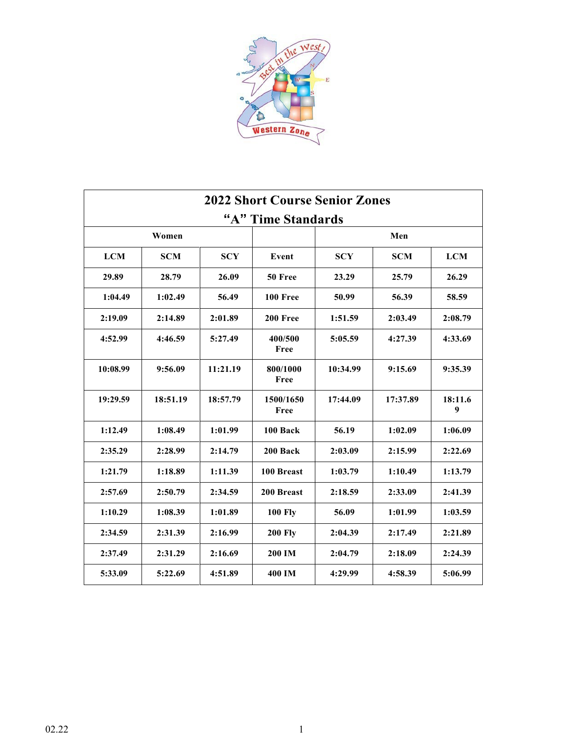| 2022 Short Course Senior Zones "A" Time Standards | | | | | | |
|---|---|---|---|---|---|---|
| Women | | | | Men | | |
| LCM | SCM | SCY | Event | SCY | SCM | LCM |
| 29.89 | 28.79 | 26.09 | 50 Free | 23.29 | 25.79 | 26.29 |
| 1:04.49 | 1:02.49 | 56.49 | 100 Free | 50.99 | 56.39 | 58.59 |
| 2:19.09 | 2:14.89 | 2:01.89 | 200 Free | 1:51.59 | 2:03.49 | 2:08.79 |
| 4:52.99 | 4:46.59 | 5:27.49 | 400/500 Free | 5:05.59 | 4:27.39 | 4:33.69 |
| 10:08.99 | 9:56.09 | 11:21.19 | 800/1000 Free | 10:34.99 | 9:15.69 | 9:35.39 |
| 19:29.59 | 18:51.19 | 18:57.79 | 1500/1650 Free | 17:44.09 | 17:37.89 | 18:11.69 |
| 1:12.49 | 1:08.49 | 1:01.99 | 100 Back | 56.19 | 1:02.09 | 1:06.09 |
| 2:35.29 | 2:28.99 | 2:14.79 | 200 Back | 2:03.09 | 2:15.99 | 2:22.69 |
| 1:21.79 | 1:18.89 | 1:11.39 | 100 Breast | 1:03.79 | 1:10.49 | 1:13.79 |
| 2:57.69 | 2:50.79 | 2:34.59 | 200 Breast | 2:18.59 | 2:33.09 | 2:41.39 |
| 1:10.29 | 1:08.39 | 1:01.89 | 100 Fly | 56.09 | 1:01.99 | 1:03.59 |
| 2:34.59 | 2:31.39 | 2:16.99 | 200 Fly | 2:04.39 | 2:17.49 | 2:21.89 |
| 2:37.49 | 2:31.29 | 2:16.69 | 200 IM | 2:04.79 | 2:18.09 | 2:24.39 |
| 5:33.09 | 5:22.69 | 4:51.89 | 400 IM | 4:29.99 | 4:58.39 | 5:06.99 |

02.22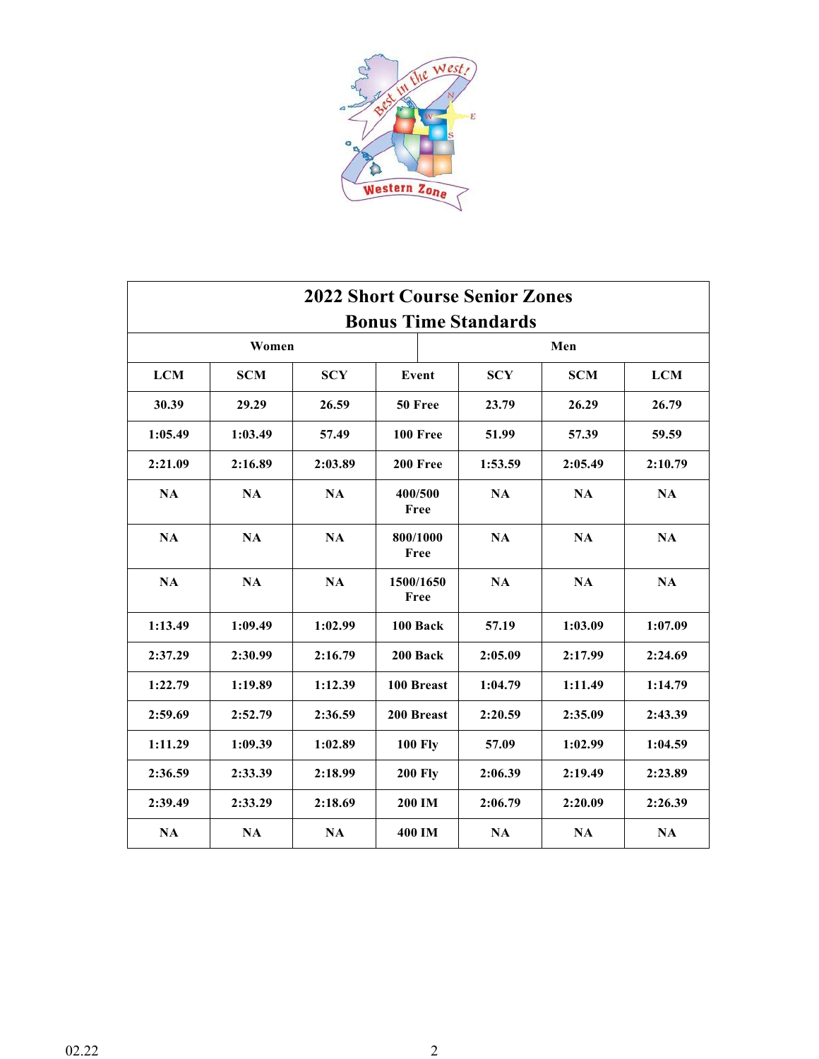## 2022 Short Course Senior Zones
## Bonus Time Standards

| Women | | | | Men | | |
|---|---|---|---|---|---|---|
| LCM | SCM | SCY | Event | SCY | SCM | LCM |
| 30.39 | 29.29 | 26.59 | 50 Free | 23.79 | 26.29 | 26.79 |
| 1:05.49 | 1:03.49 | 57.49 | 100 Free | 51.99 | 57.39 | 59.59 |
| 2:21.09 | 2:16.89 | 2:03.89 | 200 Free | 1:53.59 | 2:05.49 | 2:10.79 |
| NA | NA | NA | 400/500 Free | NA | NA | NA |
| NA | NA | NA | 800/1000 Free | NA | NA | NA |
| NA | NA | NA | 1500/1650 Free | NA | NA | NA |
| 1:13.49 | 1:09.49 | 1:02.99 | 100 Back | 57.19 | 1:03.09 | 1:07.09 |
| 2:37.29 | 2:30.99 | 2:16.79 | 200 Back | 2:05.09 | 2:17.99 | 2:24.69 |
| 1:22.79 | 1:19.89 | 1:12.39 | 100 Breast | 1:04.79 | 1:11.49 | 1:14.79 |
| 2:59.69 | 2:52.79 | 2:36.59 | 200 Breast | 2:20.59 | 2:35.09 | 2:43.39 |
| 1:11.29 | 1:09.39 | 1:02.89 | 100 Fly | 57.09 | 1:02.99 | 1:04.59 |
| 2:36.59 | 2:33.39 | 2:18.99 | 200 Fly | 2:06.39 | 2:19.49 | 2:23.89 |
| 2:39.49 | 2:33.29 | 2:18.69 | 200 IM | 2:06.79 | 2:20.09 | 2:26.39 |
| NA | NA | NA | 400 IM | NA | NA | NA |

02.22